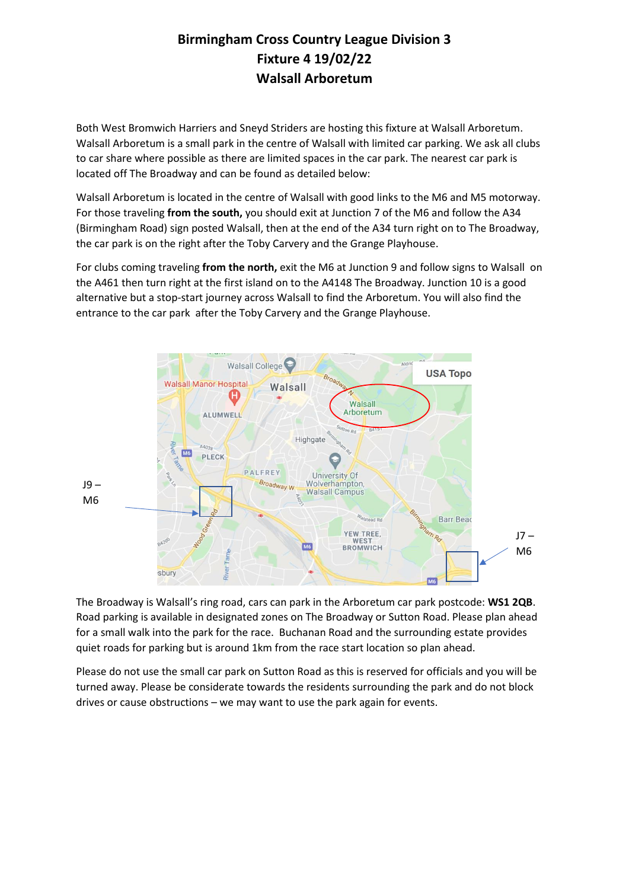# Birmingham Cross Country League Division 3
# Fixture 4 19/02/22
# Walsall Arboretum

Both West Bromwich Harriers and Sneyd Striders are hosting this fixture at Walsall Arboretum. Walsall Arboretum is a small park in the centre of Walsall with limited car parking. We ask all clubs to car share where possible as there are limited spaces in the car park. The nearest car park is located off The Broadway and can be found as detailed below:

Walsall Arboretum is located in the centre of Walsall with good links to the M6 and M5 motorway. For those traveling **from the south,** you should exit at Junction 7 of the M6 and follow the A34 (Birmingham Road) sign posted Walsall, then at the end of the A34 turn right on to The Broadway, the car park is on the right after the Toby Carvery and the Grange Playhouse.

For clubs coming traveling **from the north,** exit the M6 at Junction 9 and follow signs to Walsall on the A461 then turn right at the first island on to the A4148 The Broadway. Junction 10 is a good alternative but a stop-start journey across Walsall to find the Arboretum. You will also find the entrance to the car park after the Toby Carvery and the Grange Playhouse.

J9 – M6

J7 – M6

The Broadway is Walsall's ring road, cars can park in the Arboretum car park postcode: **WS1 2QB**. Road parking is available in designated zones on The Broadway or Sutton Road. Please plan ahead for a small walk into the park for the race. Buchanan Road and the surrounding estate provides quiet roads for parking but is around 1km from the race start location so plan ahead.

Please do not use the small car park on Sutton Road as this is reserved for officials and you will be turned away. Please be considerate towards the residents surrounding the park and do not block drives or cause obstructions – we may want to use the park again for events.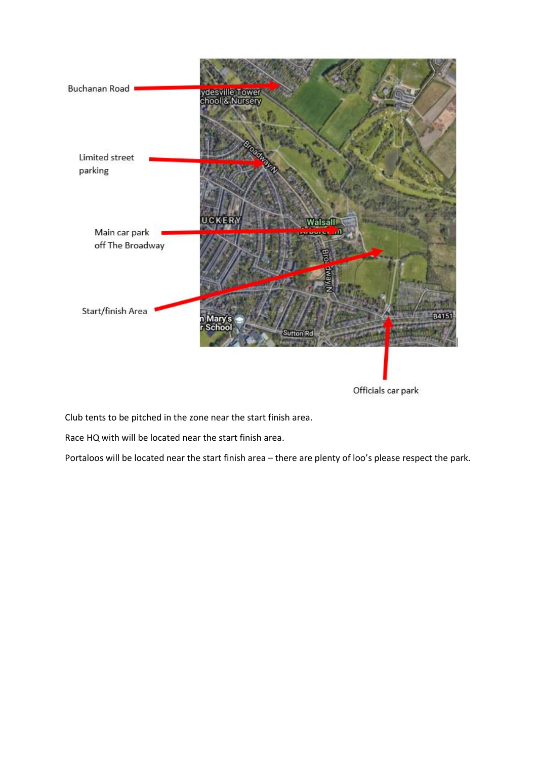Buchanan Road

Limited street parking

Main car park off The Broadway

Start/finish Area

Officials car park

Club tents to be pitched in the zone near the start finish area.

Race HQ with will be located near the start finish area.

Portaloos will be located near the start finish area – there are plenty of loo's please respect the park.